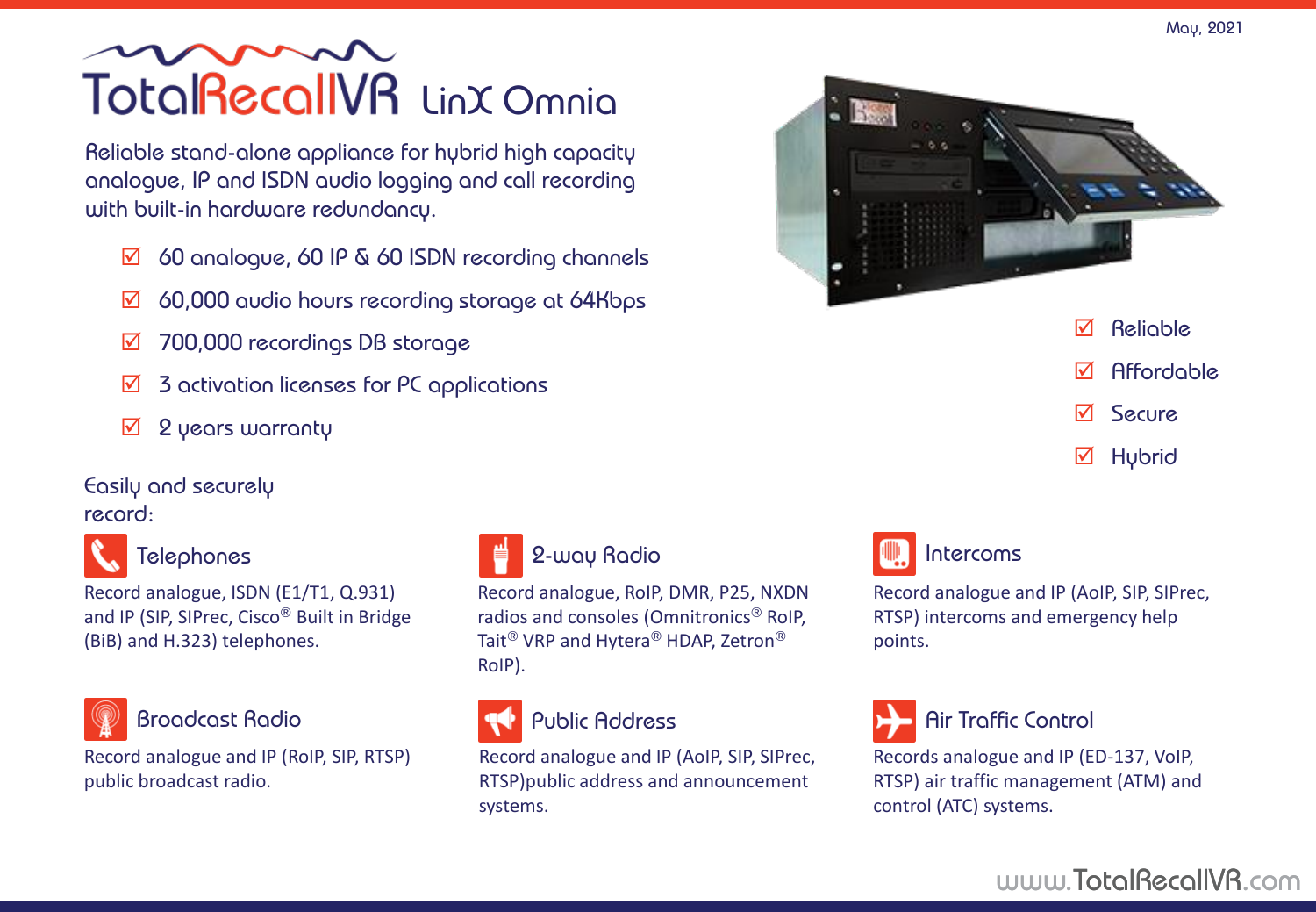May, 2021

# TotalRecallVR LinX Omnia

Reliable stand-alone appliance for hybrid high capacity analogue, IP and ISDN audio logging and call recording with built-in hardware redundancy.

- ☑ 60 analogue, 60 IP & 60 ISDN recording channels
- ☑ 60,000 audio hours recording storage at 64Kbps
- ☑ 700,000 recordings DB storage
- ☑ 3 activation licenses for PC applications
- ☑ 2 years warranty

- ☑ Reliable
- ☑ Affordable
- ☑ Secure
- ☑ Hybrid

Easily and securely record:

### Telephones

Record analogue, ISDN (E1/T1, Q.931) and IP (SIP, SIPrec, Cisco® Built in Bridge (BiB) and H.323) telephones.

### 2-way Radio

Record analogue, RoIP, DMR, P25, NXDN radios and consoles (Omnitronics® RoIP, Tait® VRP and Hytera® HDAP, Zetron® RoIP).

### Intercoms

Record analogue and IP (AoIP, SIP, SIPrec, RTSP) intercoms and emergency help points.

### Broadcast Radio

Record analogue and IP (RoIP, SIP, RTSP) public broadcast radio.

### Public Address

Record analogue and IP (AoIP, SIP, SIPrec, RTSP)public address and announcement systems.

### Air Traffic Control

Records analogue and IP (ED-137, VoIP, RTSP) air traffic management (ATM) and control (ATC) systems.

www.TotalRecallVR.com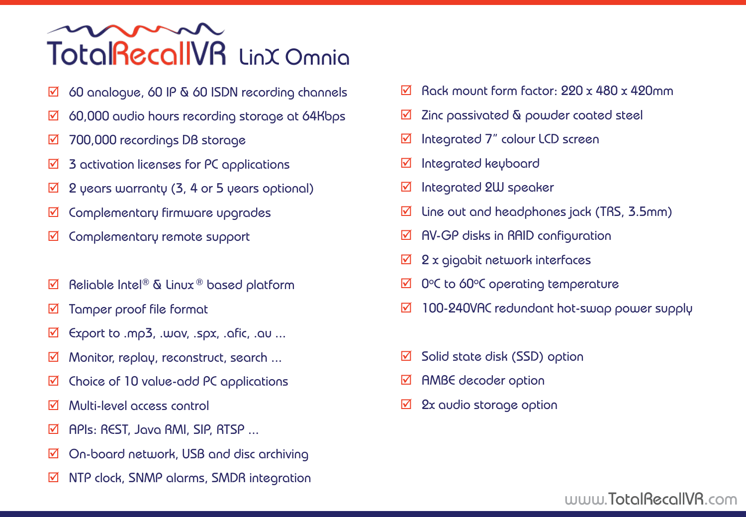# TotalRecallVR LinX Omnia

- ☑ 60 analogue, 60 IP & 60 ISDN recording channels
- ☑ 60,000 audio hours recording storage at 64Kbps
- ☑ 700,000 recordings DB storage
- ☑ 3 activation licenses for PC applications
- ☑ 2 years warranty (3, 4 or 5 years optional)
- ☑ Complementary firmware upgrades
- ☑ Complementary remote support

- ☑ Reliable Intel® & Linux ® based platform
- ☑ Tamper proof file format
- ☑ Export to .mp3, .wav, .spx, .afic, .au ...
- ☑ Monitor, replay, reconstruct, search ...
- ☑ Choice of 10 value-add PC applications
- ☑ Multi-level access control
- ☑ APIs: REST, Java RMI, SIP, RTSP ...
- ☑ On-board network, USB and disc archiving
- ☑ NTP clock, SNMP alarms, SMDR integration

- ☑ Rack mount form factor: 220 x 480 x 420mm
- ☑ Zinc passivated & powder coated steel
- ☑ Integrated 7" colour LCD screen
- ☑ Integrated keyboard
- ☑ Integrated 2W speaker
- ☑ Line out and headphones jack (TRS, 3.5mm)
- ☑ AV-GP disks in RAID configuration
- ☑ 2 x gigabit network interfaces
- ☑ 0ºC to 60ºC operating temperature
- ☑ 100-240VAC redundant hot-swap power supply

- ☑ Solid state disk (SSD) option
- ☑ AMBE decoder option
- ☑ 2x audio storage option

www.TotalRecallVR.com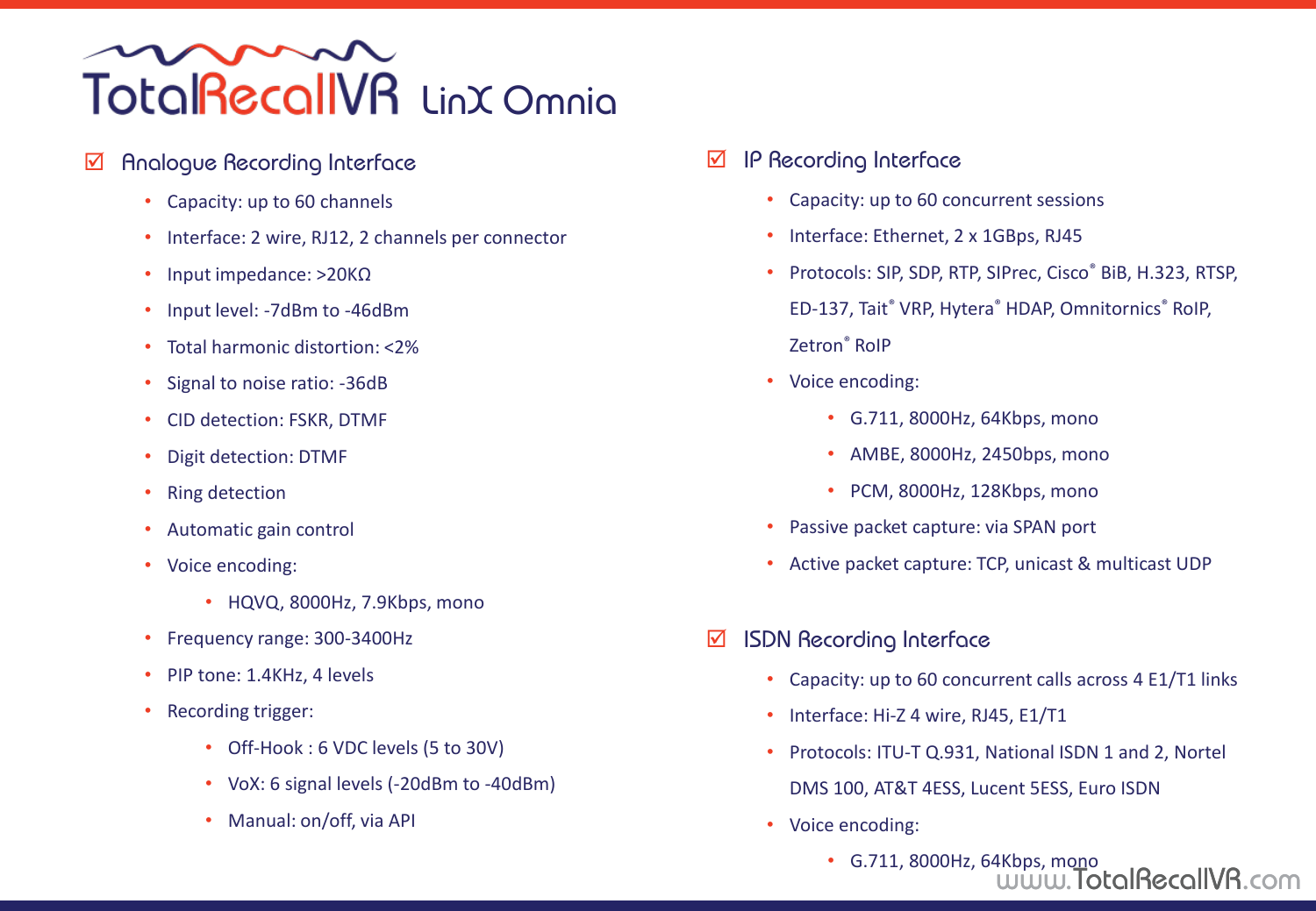# TotalRecallVR LinX Omnia

## ☑ Analogue Recording Interface

- Capacity: up to 60 channels
- Interface: 2 wire, RJ12, 2 channels per connector
- Input impedance: >20KΩ
- Input level: -7dBm to -46dBm
- Total harmonic distortion: <2%
- Signal to noise ratio: -36dB
- CID detection: FSKR, DTMF
- Digit detection: DTMF
- Ring detection
- Automatic gain control
- Voice encoding:
  - HQVQ, 8000Hz, 7.9Kbps, mono
- Frequency range: 300-3400Hz
- PIP tone: 1.4KHz, 4 levels
- Recording trigger:
  - Off-Hook : 6 VDC levels (5 to 30V)
  - VoX: 6 signal levels (-20dBm to -40dBm)
  - Manual: on/off, via API

## ☑ IP Recording Interface

- Capacity: up to 60 concurrent sessions
- Interface: Ethernet, 2 x 1GBps, RJ45
- Protocols: SIP, SDP, RTP, SIPrec, Cisco® BiB, H.323, RTSP, ED-137, Tait® VRP, Hytera® HDAP, Omnitornics® RoIP, Zetron® RoIP
- Voice encoding:
  - G.711, 8000Hz, 64Kbps, mono
  - AMBE, 8000Hz, 2450bps, mono
  - PCM, 8000Hz, 128Kbps, mono
- Passive packet capture: via SPAN port
- Active packet capture: TCP, unicast & multicast UDP

## ☑ ISDN Recording Interface

- Capacity: up to 60 concurrent calls across 4 E1/T1 links
- Interface: Hi-Z 4 wire, RJ45, E1/T1
- Protocols: ITU-T Q.931, National ISDN 1 and 2, Nortel DMS 100, AT&T 4ESS, Lucent 5ESS, Euro ISDN
- Voice encoding:
  - G.711, 8000Hz, 64Kbps, mono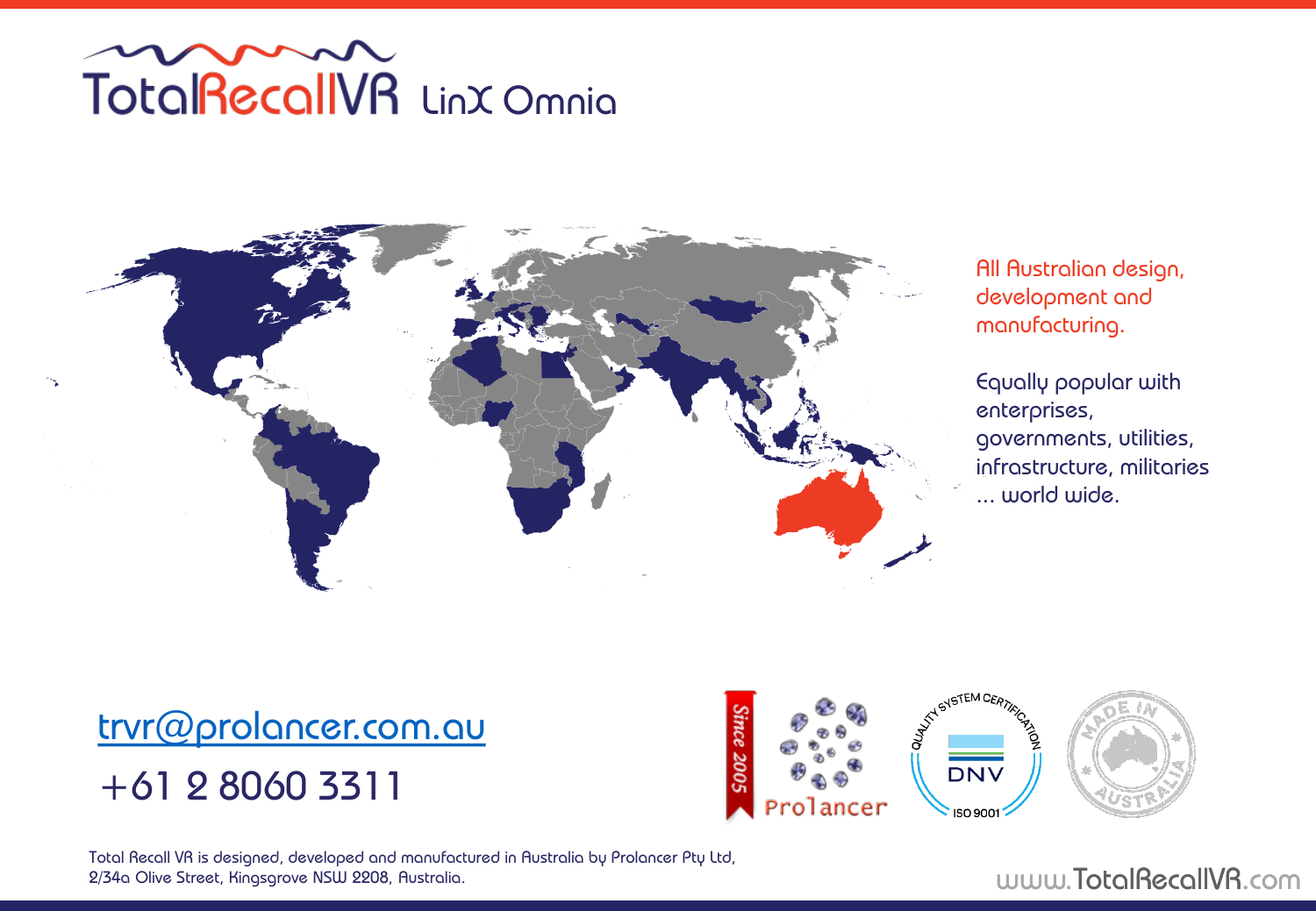# TotalRecallVR LinX Omnia

All Australian design, development and manufacturing.

Equally popular with enterprises, governments, utilities, infrastructure, militaries ... world wide.

trvr@prolancer.com.au

+61 2 8060 3311

Since 2005

Prolancer

QUALITY SYSTEM CERTIFICATION

DNV

ISO 9001

MADE IN AUSTRALIA

Total Recall VR is designed, developed and manufactured in Australia by Prolancer Pty Ltd, 2/34a Olive Street, Kingsgrove NSW 2208, Australia.

www.TotalRecallVR.com